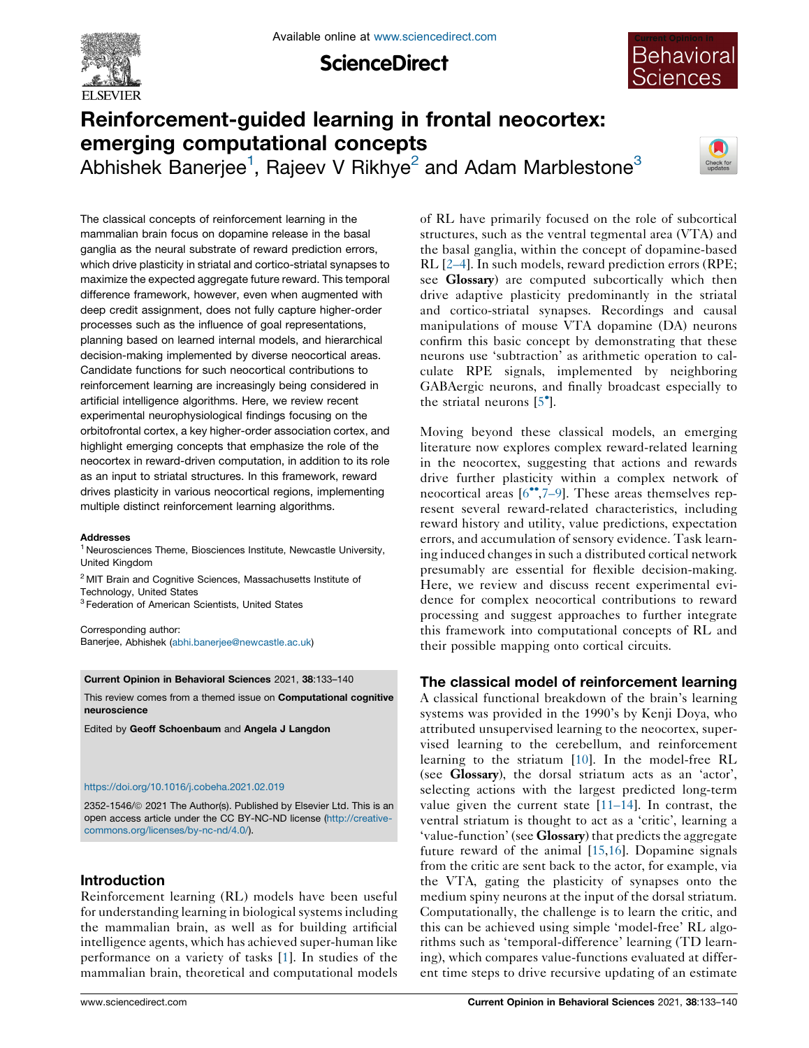# Reinforcement-guided learning in frontal neocortex: emerging computational concepts

Abhishek Banerjee[1], Rajeev V Rikhye[2] and Adam Marblestone[3]

The classical concepts of reinforcement learning in the mammalian brain focus on dopamine release in the basal ganglia as the neural substrate of reward prediction errors, which drive plasticity in striatal and cortico-striatal synapses to maximize the expected aggregate future reward. This temporal difference framework, however, even when augmented with deep credit assignment, does not fully capture higher-order processes such as the influence of goal representations, planning based on learned internal models, and hierarchical decision-making implemented by diverse neocortical areas. Candidate functions for such neocortical contributions to reinforcement learning are increasingly being considered in artificial intelligence algorithms. Here, we review recent experimental neurophysiological findings focusing on the orbitofrontal cortex, a key higher-order association cortex, and highlight emerging concepts that emphasize the role of the neocortex in reward-driven computation, in addition to its role as an input to striatal structures. In this framework, reward drives plasticity in various neocortical regions, implementing multiple distinct reinforcement learning algorithms.

**Addresses**

[1] Neurosciences Theme, Biosciences Institute, Newcastle University, United Kingdom

[2] MIT Brain and Cognitive Sciences, Massachusetts Institute of Technology, United States

[3] Federation of American Scientists, United States

Corresponding author:
Banerjee, Abhishek (abhi.banerjee@newcastle.ac.uk)

**Current Opinion in Behavioral Sciences** 2021, **38**:133–140

This review comes from a themed issue on **Computational cognitive neuroscience**

Edited by **Geoff Schoenbaum** and **Angela J Langdon**

https://doi.org/10.1016/j.cobeha.2021.02.019

2352-1546/© 2021 The Author(s). Published by Elsevier Ltd. This is an open access article under the CC BY-NC-ND license (http://creativecommons.org/licenses/by-nc-nd/4.0/).

## Introduction

Reinforcement learning (RL) models have been useful for understanding learning in biological systems including the mammalian brain, as well as for building artificial intelligence agents, which has achieved super-human like performance on a variety of tasks [1]. In studies of the mammalian brain, theoretical and computational models of RL have primarily focused on the role of subcortical structures, such as the ventral tegmental area (VTA) and the basal ganglia, within the concept of dopamine-based RL [2–4]. In such models, reward prediction errors (RPE; see **Glossary**) are computed subcortically which then drive adaptive plasticity predominantly in the striatal and cortico-striatal synapses. Recordings and causal manipulations of mouse VTA dopamine (DA) neurons confirm this basic concept by demonstrating that these neurons use 'subtraction' as arithmetic operation to calculate RPE signals, implemented by neighboring GABAergic neurons, and finally broadcast especially to the striatal neurons [5•].

Moving beyond these classical models, an emerging literature now explores complex reward-related learning in the neocortex, suggesting that actions and rewards drive further plasticity within a complex network of neocortical areas [6••,7–9]. These areas themselves represent several reward-related characteristics, including reward history and utility, value predictions, expectation errors, and accumulation of sensory evidence. Task learning induced changes in such a distributed cortical network presumably are essential for flexible decision-making. Here, we review and discuss recent experimental evidence for complex neocortical contributions to reward processing and suggest approaches to further integrate this framework into computational concepts of RL and their possible mapping onto cortical circuits.

## The classical model of reinforcement learning

A classical functional breakdown of the brain's learning systems was provided in the 1990's by Kenji Doya, who attributed unsupervised learning to the neocortex, supervised learning to the cerebellum, and reinforcement learning to the striatum [10]. In the model-free RL (see **Glossary**), the dorsal striatum acts as an 'actor', selecting actions with the largest predicted long-term value given the current state [11–14]. In contrast, the ventral striatum is thought to act as a 'critic', learning a 'value-function' (see **Glossary**) that predicts the aggregate future reward of the animal [15,16]. Dopamine signals from the critic are sent back to the actor, for example, via the VTA, gating the plasticity of synapses onto the medium spiny neurons at the input of the dorsal striatum. Computationally, the challenge is to learn the critic, and this can be achieved using simple 'model-free' RL algorithms such as 'temporal-difference' learning (TD learning), which compares value-functions evaluated at different time steps to drive recursive updating of an estimate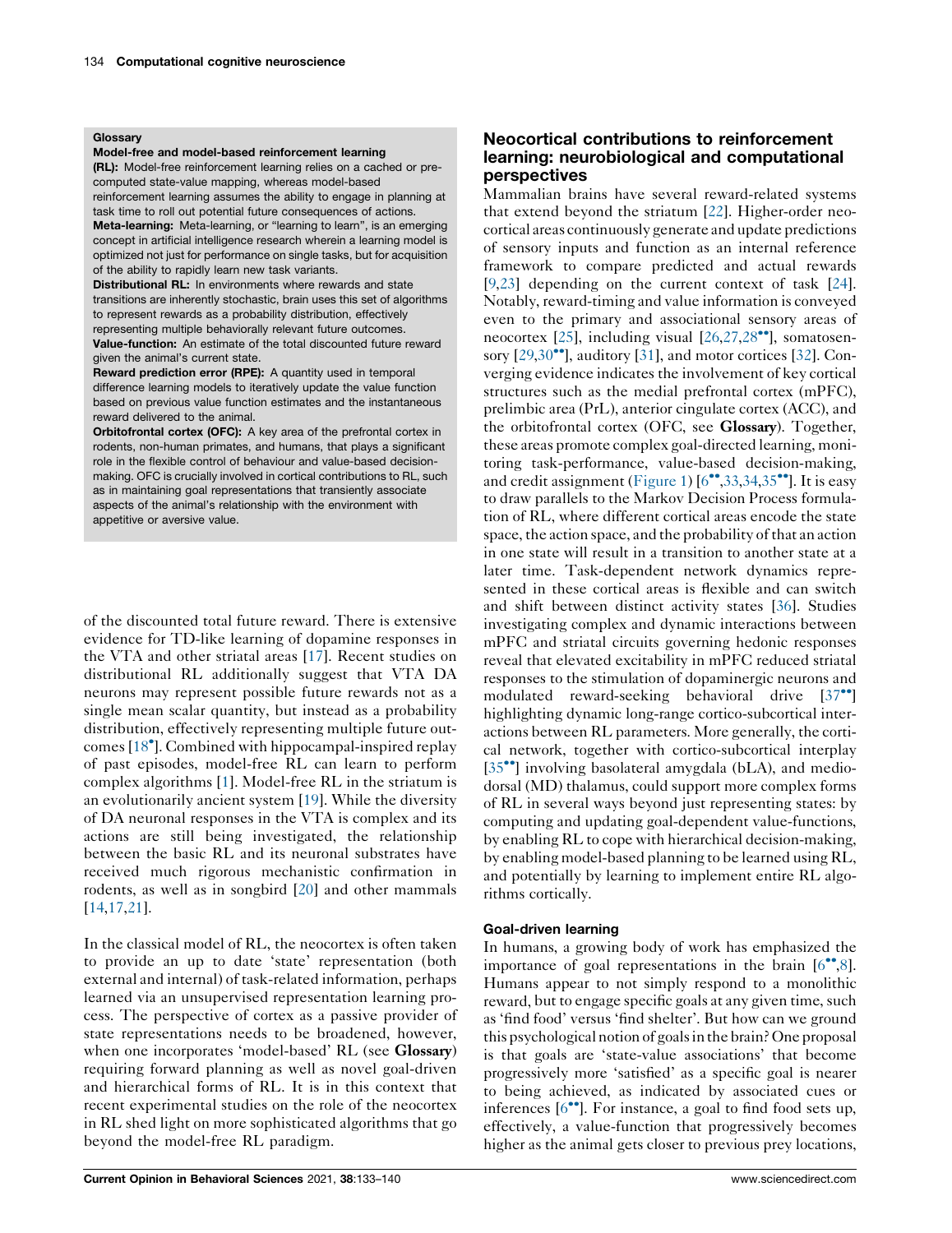**Glossary**

**Model-free and model-based reinforcement learning (RL):** Model-free reinforcement learning relies on a cached or pre-computed state-value mapping, whereas model-based reinforcement learning assumes the ability to engage in planning at task time to roll out potential future consequences of actions.
**Meta-learning:** Meta-learning, or "learning to learn", is an emerging concept in artificial intelligence research wherein a learning model is optimized not just for performance on single tasks, but for acquisition of the ability to rapidly learn new task variants.
**Distributional RL:** In environments where rewards and state transitions are inherently stochastic, brain uses this set of algorithms to represent rewards as a probability distribution, effectively representing multiple behaviorally relevant future outcomes.
**Value-function:** An estimate of the total discounted future reward given the animal's current state.
**Reward prediction error (RPE):** A quantity used in temporal difference learning models to iteratively update the value function based on previous value function estimates and the instantaneous reward delivered to the animal.
**Orbitofrontal cortex (OFC):** A key area of the prefrontal cortex in rodents, non-human primates, and humans, that plays a significant role in the flexible control of behaviour and value-based decision-making. OFC is crucially involved in cortical contributions to RL, such as in maintaining goal representations that transiently associate aspects of the animal's relationship with the environment with appetitive or aversive value.

of the discounted total future reward. There is extensive evidence for TD-like learning of dopamine responses in the VTA and other striatal areas [17]. Recent studies on distributional RL additionally suggest that VTA DA neurons may represent possible future rewards not as a single mean scalar quantity, but instead as a probability distribution, effectively representing multiple future outcomes [18•]. Combined with hippocampal-inspired replay of past episodes, model-free RL can learn to perform complex algorithms [1]. Model-free RL in the striatum is an evolutionarily ancient system [19]. While the diversity of DA neuronal responses in the VTA is complex and its actions are still being investigated, the relationship between the basic RL and its neuronal substrates have received much rigorous mechanistic confirmation in rodents, as well as in songbird [20] and other mammals [14,17,21].

In the classical model of RL, the neocortex is often taken to provide an up to date 'state' representation (both external and internal) of task-related information, perhaps learned via an unsupervised representation learning process. The perspective of cortex as a passive provider of state representations needs to be broadened, however, when one incorporates 'model-based' RL (see **Glossary**) requiring forward planning as well as novel goal-driven and hierarchical forms of RL. It is in this context that recent experimental studies on the role of the neocortex in RL shed light on more sophisticated algorithms that go beyond the model-free RL paradigm.

## Neocortical contributions to reinforcement learning: neurobiological and computational perspectives

Mammalian brains have several reward-related systems that extend beyond the striatum [22]. Higher-order neocortical areas continuously generate and update predictions of sensory inputs and function as an internal reference framework to compare predicted and actual rewards [9,23] depending on the current context of task [24]. Notably, reward-timing and value information is conveyed even to the primary and associational sensory areas of neocortex [25], including visual [26,27,28••], somatosensory [29,30••], auditory [31], and motor cortices [32]. Converging evidence indicates the involvement of key cortical structures such as the medial prefrontal cortex (mPFC), prelimbic area (PrL), anterior cingulate cortex (ACC), and the orbitofrontal cortex (OFC, see **Glossary**). Together, these areas promote complex goal-directed learning, monitoring task-performance, value-based decision-making, and credit assignment (Figure 1) [6••,33,34,35••]. It is easy to draw parallels to the Markov Decision Process formulation of RL, where different cortical areas encode the state space, the action space, and the probability of that an action in one state will result in a transition to another state at a later time. Task-dependent network dynamics represented in these cortical areas is flexible and can switch and shift between distinct activity states [36]. Studies investigating complex and dynamic interactions between mPFC and striatal circuits governing hedonic responses reveal that elevated excitability in mPFC reduced striatal responses to the stimulation of dopaminergic neurons and modulated reward-seeking behavioral drive [37••] highlighting dynamic long-range cortico-subcortical interactions between RL parameters. More generally, the cortical network, together with cortico-subcortical interplay [35••] involving basolateral amygdala (bLA), and mediodorsal (MD) thalamus, could support more complex forms of RL in several ways beyond just representing states: by computing and updating goal-dependent value-functions, by enabling RL to cope with hierarchical decision-making, by enabling model-based planning to be learned using RL, and potentially by learning to implement entire RL algorithms cortically.

### Goal-driven learning

In humans, a growing body of work has emphasized the importance of goal representations in the brain [6••,8]. Humans appear to not simply respond to a monolithic reward, but to engage specific goals at any given time, such as 'find food' versus 'find shelter'. But how can we ground this psychological notion of goals in the brain? One proposal is that goals are 'state-value associations' that become progressively more 'satisfied' as a specific goal is nearer to being achieved, as indicated by associated cues or inferences [6••]. For instance, a goal to find food sets up, effectively, a value-function that progressively becomes higher as the animal gets closer to previous prey locations,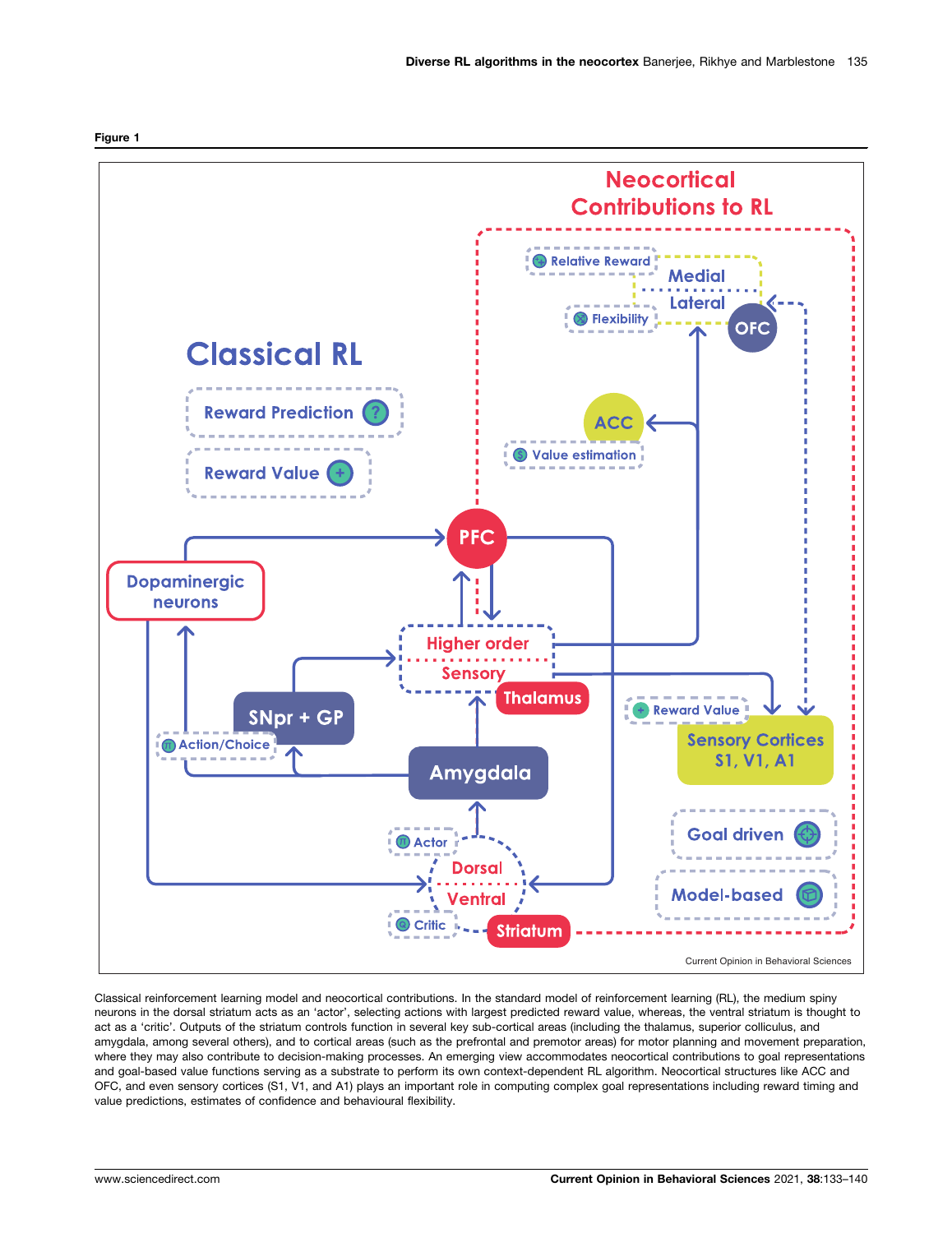Figure 1

Classical reinforcement learning model and neocortical contributions. In the standard model of reinforcement learning (RL), the medium spiny neurons in the dorsal striatum acts as an 'actor', selecting actions with largest predicted reward value, whereas, the ventral striatum is thought to act as a 'critic'. Outputs of the striatum controls function in several key sub-cortical areas (including the thalamus, superior colliculus, and amygdala, among several others), and to cortical areas (such as the prefrontal and premotor areas) for motor planning and movement preparation, where they may also contribute to decision-making processes. An emerging view accommodates neocortical contributions to goal representations and goal-based value functions serving as a substrate to perform its own context-dependent RL algorithm. Neocortical structures like ACC and OFC, and even sensory cortices (S1, V1, and A1) plays an important role in computing complex goal representations including reward timing and value predictions, estimates of confidence and behavioural flexibility.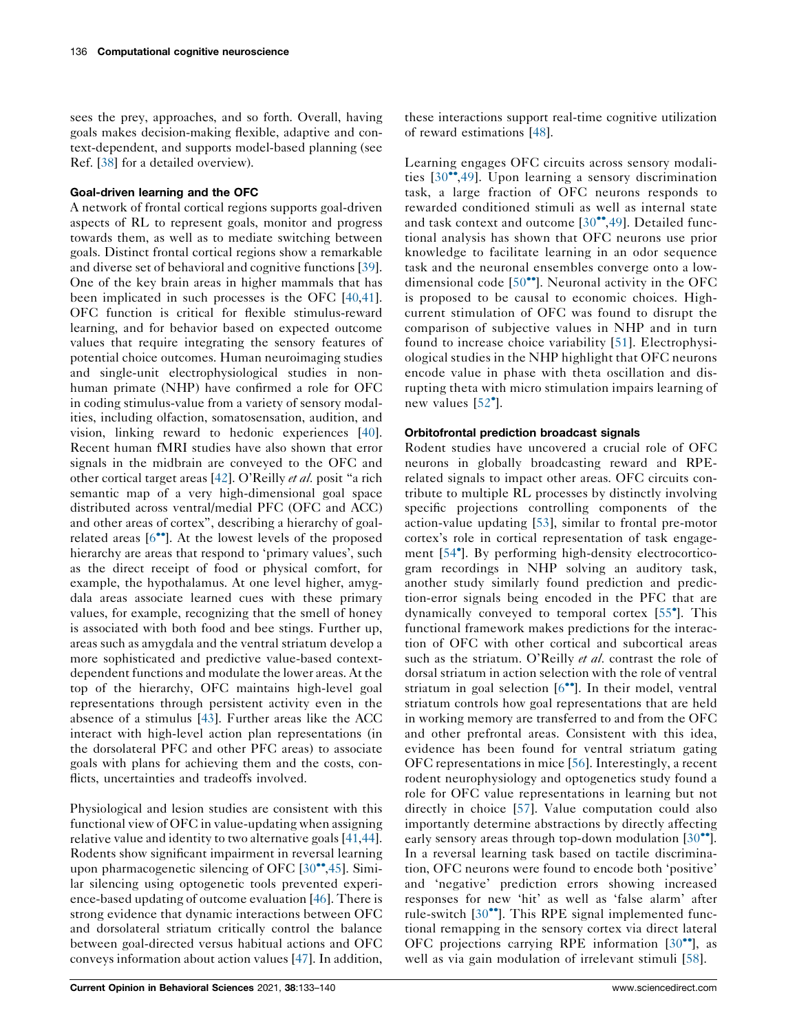sees the prey, approaches, and so forth. Overall, having goals makes decision-making flexible, adaptive and context-dependent, and supports model-based planning (see Ref. [38] for a detailed overview).

### Goal-driven learning and the OFC

A network of frontal cortical regions supports goal-driven aspects of RL to represent goals, monitor and progress towards them, as well as to mediate switching between goals. Distinct frontal cortical regions show a remarkable and diverse set of behavioral and cognitive functions [39]. One of the key brain areas in higher mammals that has been implicated in such processes is the OFC [40,41]. OFC function is critical for flexible stimulus-reward learning, and for behavior based on expected outcome values that require integrating the sensory features of potential choice outcomes. Human neuroimaging studies and single-unit electrophysiological studies in non-human primate (NHP) have confirmed a role for OFC in coding stimulus-value from a variety of sensory modalities, including olfaction, somatosensation, audition, and vision, linking reward to hedonic experiences [40]. Recent human fMRI studies have also shown that error signals in the midbrain are conveyed to the OFC and other cortical target areas [42]. O'Reilly *et al.* posit "a rich semantic map of a very high-dimensional goal space distributed across ventral/medial PFC (OFC and ACC) and other areas of cortex", describing a hierarchy of goal-related areas [6••]. At the lowest levels of the proposed hierarchy are areas that respond to 'primary values', such as the direct receipt of food or physical comfort, for example, the hypothalamus. At one level higher, amygdala areas associate learned cues with these primary values, for example, recognizing that the smell of honey is associated with both food and bee stings. Further up, areas such as amygdala and the ventral striatum develop a more sophisticated and predictive value-based context-dependent functions and modulate the lower areas. At the top of the hierarchy, OFC maintains high-level goal representations through persistent activity even in the absence of a stimulus [43]. Further areas like the ACC interact with high-level action plan representations (in the dorsolateral PFC and other PFC areas) to associate goals with plans for achieving them and the costs, conflicts, uncertainties and tradeoffs involved.

Physiological and lesion studies are consistent with this functional view of OFC in value-updating when assigning relative value and identity to two alternative goals [41,44]. Rodents show significant impairment in reversal learning upon pharmacogenetic silencing of OFC [30••,45]. Similar silencing using optogenetic tools prevented experience-based updating of outcome evaluation [46]. There is strong evidence that dynamic interactions between OFC and dorsolateral striatum critically control the balance between goal-directed versus habitual actions and OFC conveys information about action values [47]. In addition, these interactions support real-time cognitive utilization of reward estimations [48].

Learning engages OFC circuits across sensory modalities [30••,49]. Upon learning a sensory discrimination task, a large fraction of OFC neurons responds to rewarded conditioned stimuli as well as internal state and task context and outcome [30••,49]. Detailed functional analysis has shown that OFC neurons use prior knowledge to facilitate learning in an odor sequence task and the neuronal ensembles converge onto a low-dimensional code [50••]. Neuronal activity in the OFC is proposed to be causal to economic choices. High-current stimulation of OFC was found to disrupt the comparison of subjective values in NHP and in turn found to increase choice variability [51]. Electrophysiological studies in the NHP highlight that OFC neurons encode value in phase with theta oscillation and disrupting theta with micro stimulation impairs learning of new values [52•].

### Orbitofrontal prediction broadcast signals

Rodent studies have uncovered a crucial role of OFC neurons in globally broadcasting reward and RPE-related signals to impact other areas. OFC circuits contribute to multiple RL processes by distinctly involving specific projections controlling components of the action-value updating [53], similar to frontal pre-motor cortex's role in cortical representation of task engagement [54•]. By performing high-density electrocorticogram recordings in NHP solving an auditory task, another study similarly found prediction and prediction-error signals being encoded in the PFC that are dynamically conveyed to temporal cortex [55•]. This functional framework makes predictions for the interaction of OFC with other cortical and subcortical areas such as the striatum. O'Reilly *et al.* contrast the role of dorsal striatum in action selection with the role of ventral striatum in goal selection [6••]. In their model, ventral striatum controls how goal representations that are held in working memory are transferred to and from the OFC and other prefrontal areas. Consistent with this idea, evidence has been found for ventral striatum gating OFC representations in mice [56]. Interestingly, a recent rodent neurophysiology and optogenetics study found a role for OFC value representations in learning but not directly in choice [57]. Value computation could also importantly determine abstractions by directly affecting early sensory areas through top-down modulation [30••]. In a reversal learning task based on tactile discrimination, OFC neurons were found to encode both 'positive' and 'negative' prediction errors showing increased responses for new 'hit' as well as 'false alarm' after rule-switch [30••]. This RPE signal implemented functional remapping in the sensory cortex via direct lateral OFC projections carrying RPE information [30••], as well as via gain modulation of irrelevant stimuli [58].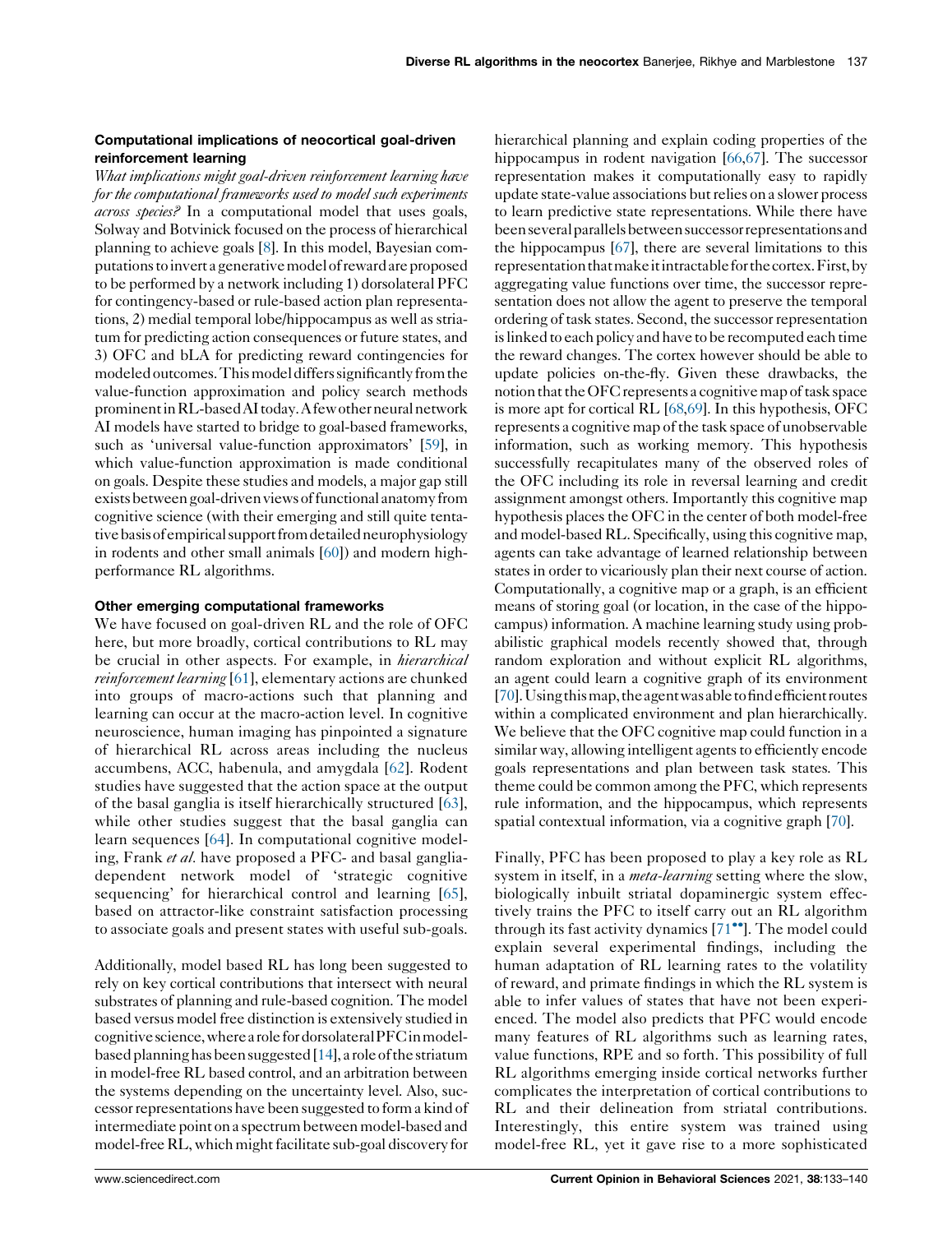### Computational implications of neocortical goal-driven reinforcement learning

*What implications might goal-driven reinforcement learning have for the computational frameworks used to model such experiments across species?* In a computational model that uses goals, Solway and Botvinick focused on the process of hierarchical planning to achieve goals [8]. In this model, Bayesian computations to invert a generative model of reward are proposed to be performed by a network including 1) dorsolateral PFC for contingency-based or rule-based action plan representations, 2) medial temporal lobe/hippocampus as well as striatum for predicting action consequences or future states, and 3) OFC and bLA for predicting reward contingencies for modeled outcomes. This model differs significantly from the value-function approximation and policy search methods prominent in RL-based AI today. A few other neural network AI models have started to bridge to goal-based frameworks, such as 'universal value-function approximators' [59], in which value-function approximation is made conditional on goals. Despite these studies and models, a major gap still exists between goal-driven views of functional anatomy from cognitive science (with their emerging and still quite tentative basis of empirical support from detailed neurophysiology in rodents and other small animals [60]) and modern high-performance RL algorithms.

### Other emerging computational frameworks

We have focused on goal-driven RL and the role of OFC here, but more broadly, cortical contributions to RL may be crucial in other aspects. For example, in *hierarchical reinforcement learning* [61], elementary actions are chunked into groups of macro-actions such that planning and learning can occur at the macro-action level. In cognitive neuroscience, human imaging has pinpointed a signature of hierarchical RL across areas including the nucleus accumbens, ACC, habenula, and amygdala [62]. Rodent studies have suggested that the action space at the output of the basal ganglia is itself hierarchically structured [63], while other studies suggest that the basal ganglia can learn sequences [64]. In computational cognitive modeling, Frank *et al.* have proposed a PFC- and basal ganglia-dependent network model of 'strategic cognitive sequencing' for hierarchical control and learning [65], based on attractor-like constraint satisfaction processing to associate goals and present states with useful sub-goals.

Additionally, model based RL has long been suggested to rely on key cortical contributions that intersect with neural substrates of planning and rule-based cognition. The model based versus model free distinction is extensively studied in cognitive science, where a role for dorsolateral PFC in model-based planning has been suggested [14], a role of the striatum in model-free RL based control, and an arbitration between the systems depending on the uncertainty level. Also, successor representations have been suggested to form a kind of intermediate point on a spectrum between model-based and model-free RL, which might facilitate sub-goal discovery for hierarchical planning and explain coding properties of the hippocampus in rodent navigation [66,67]. The successor representation makes it computationally easy to rapidly update state-value associations but relies on a slower process to learn predictive state representations. While there have been several parallels between successor representations and the hippocampus [67], there are several limitations to this representation that make it intractable for the cortex. First, by aggregating value functions over time, the successor representation does not allow the agent to preserve the temporal ordering of task states. Second, the successor representation is linked to each policy and have to be recomputed each time the reward changes. The cortex however should be able to update policies on-the-fly. Given these drawbacks, the notion that the OFC represents a cognitive map of task space is more apt for cortical RL [68,69]. In this hypothesis, OFC represents a cognitive map of the task space of unobservable information, such as working memory. This hypothesis successfully recapitulates many of the observed roles of the OFC including its role in reversal learning and credit assignment amongst others. Importantly this cognitive map hypothesis places the OFC in the center of both model-free and model-based RL. Specifically, using this cognitive map, agents can take advantage of learned relationship between states in order to vicariously plan their next course of action. Computationally, a cognitive map or a graph, is an efficient means of storing goal (or location, in the case of the hippocampus) information. A machine learning study using probabilistic graphical models recently showed that, through random exploration and without explicit RL algorithms, an agent could learn a cognitive graph of its environment [70]. Using this map, the agent was able to find efficient routes within a complicated environment and plan hierarchically. We believe that the OFC cognitive map could function in a similar way, allowing intelligent agents to efficiently encode goals representations and plan between task states. This theme could be common among the PFC, which represents rule information, and the hippocampus, which represents spatial contextual information, via a cognitive graph [70].

Finally, PFC has been proposed to play a key role as RL system in itself, in a *meta-learning* setting where the slow, biologically inbuilt striatal dopaminergic system effectively trains the PFC to itself carry out an RL algorithm through its fast activity dynamics [71••]. The model could explain several experimental findings, including the human adaptation of RL learning rates to the volatility of reward, and primate findings in which the RL system is able to infer values of states that have not been experienced. The model also predicts that PFC would encode many features of RL algorithms such as learning rates, value functions, RPE and so forth. This possibility of full RL algorithms emerging inside cortical networks further complicates the interpretation of cortical contributions to RL and their delineation from striatal contributions. Interestingly, this entire system was trained using model-free RL, yet it gave rise to a more sophisticated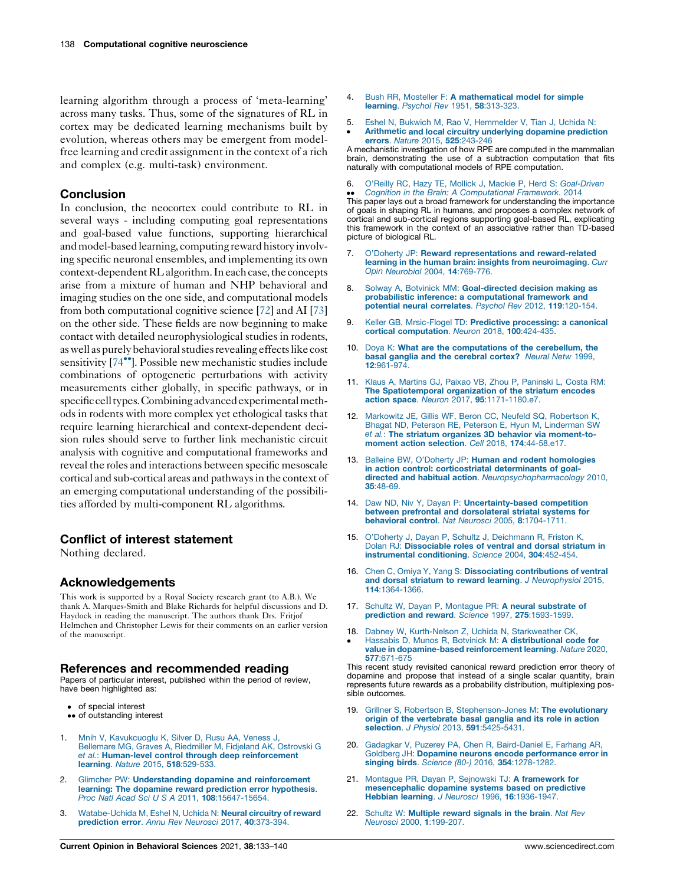learning algorithm through a process of 'meta-learning' across many tasks. Thus, some of the signatures of RL in cortex may be dedicated learning mechanisms built by evolution, whereas others may be emergent from model-free learning and credit assignment in the context of a rich and complex (e.g. multi-task) environment.

## Conclusion

In conclusion, the neocortex could contribute to RL in several ways - including computing goal representations and goal-based value functions, supporting hierarchical and model-based learning, computing reward history involving specific neuronal ensembles, and implementing its own context-dependent RL algorithm. In each case, the concepts arise from a mixture of human and NHP behavioral and imaging studies on the one side, and computational models from both computational cognitive science [72] and AI [73] on the other side. These fields are now beginning to make contact with detailed neurophysiological studies in rodents, as well as purely behavioral studies revealing effects like cost sensitivity [74••]. Possible new mechanistic studies include combinations of optogenetic perturbations with activity measurements either globally, in specific pathways, or in specific cell types. Combining advanced experimental methods in rodents with more complex yet ethological tasks that require learning hierarchical and context-dependent decision rules should serve to further link mechanistic circuit analysis with cognitive and computational frameworks and reveal the roles and interactions between specific mesoscale cortical and sub-cortical areas and pathways in the context of an emerging computational understanding of the possibilities afforded by multi-component RL algorithms.

## Conflict of interest statement

Nothing declared.

## Acknowledgements

This work is supported by a Royal Society research grant (to A.B.). We thank A. Marques-Smith and Blake Richards for helpful discussions and D. Haydock in reading the manuscript. The authors thank Drs. Fritjof Helmchen and Christopher Lewis for their comments on an earlier version of the manuscript.

## References and recommended reading

Papers of particular interest, published within the period of review, have been highlighted as:

- • of special interest
- •• of outstanding interest

1. Mnih V, Kavukcuoglu K, Silver D, Rusu AA, Veness J, Bellemare MG, Graves A, Riedmiller M, Fidjeland AK, Ostrovski G *et al.*: **Human-level control through deep reinforcement learning**. *Nature* 2015, **518**:529-533.

2. Glimcher PW: **Understanding dopamine and reinforcement learning: The dopamine reward prediction error hypothesis**. *Proc Natl Acad Sci U S A* 2011, **108**:15647-15654.

3. Watabe-Uchida M, Eshel N, Uchida N: **Neural circuitry of reward prediction error**. *Annu Rev Neurosci* 2017, **40**:373-394.

4. Bush RR, Mosteller F: **A mathematical model for simple learning**. *Psychol Rev* 1951, **58**:313-323.

5. • Eshel N, Bukwich M, Rao V, Hemmelder V, Tian J, Uchida N: **Arithmetic and local circuitry underlying dopamine prediction errors**. *Nature* 2015, **525**:243-246

   A mechanistic investigation of how RPE are computed in the mammalian brain, demonstrating the use of a subtraction computation that fits naturally with computational models of RPE computation.

6. •• O'Reilly RC, Hazy TE, Mollick J, Mackie P, Herd S: *Goal-Driven Cognition in the Brain: A Computational Framework*. 2014

   This paper lays out a broad framework for understanding the importance of goals in shaping RL in humans, and proposes a complex network of cortical and sub-cortical regions supporting goal-based RL, explicating this framework in the context of an associative rather than TD-based picture of biological RL.

7. O'Doherty JP: **Reward representations and reward-related learning in the human brain: insights from neuroimaging**. *Curr Opin Neurobiol* 2004, **14**:769-776.

8. Solway A, Botvinick MM: **Goal-directed decision making as probabilistic inference: a computational framework and potential neural correlates**. *Psychol Rev* 2012, **119**:120-154.

9. Keller GB, Mrsic-Flogel TD: **Predictive processing: a canonical cortical computation**. *Neuron* 2018, **100**:424-435.

10. Doya K: **What are the computations of the cerebellum, the basal ganglia and the cerebral cortex?** *Neural Netw* 1999, **12**:961-974.

11. Klaus A, Martins GJ, Paixao VB, Zhou P, Paninski L, Costa RM: **The Spatiotemporal organization of the striatum encodes action space**. *Neuron* 2017, **95**:1171-1180.e7.

12. Markowitz JE, Gillis WF, Beron CC, Neufeld SQ, Robertson K, Bhagat ND, Peterson RE, Peterson E, Hyun M, Linderman SW *et al.*: **The striatum organizes 3D behavior via moment-to-moment action selection**. *Cell* 2018, **174**:44-58.e17.

13. Balleine BW, O'Doherty JP: **Human and rodent homologies in action control: corticostriatal determinants of goal-directed and habitual action**. *Neuropsychopharmacology* 2010, **35**:48-69.

14. Daw ND, Niv Y, Dayan P: **Uncertainty-based competition between prefrontal and dorsolateral striatal systems for behavioral control**. *Nat Neurosci* 2005, **8**:1704-1711.

15. O'Doherty J, Dayan P, Schultz J, Deichmann R, Friston K, Dolan RJ: **Dissociable roles of ventral and dorsal striatum in instrumental conditioning**. *Science* 2004, **304**:452-454.

16. Chen C, Omiya Y, Yang S: **Dissociating contributions of ventral and dorsal striatum to reward learning**. *J Neurophysiol* 2015, **114**:1364-1366.

17. Schultz W, Dayan P, Montague PR: **A neural substrate of prediction and reward**. *Science* 1997, **275**:1593-1599.

18. • Dabney W, Kurth-Nelson Z, Uchida N, Starkweather CK, Hassabis D, Munos R, Botvinick M: **A distributional code for value in dopamine-based reinforcement learning**. *Nature* 2020, **577**:671-675

    This recent study revisited canonical reward prediction error theory of dopamine and propose that instead of a single scalar quantity, brain represents future rewards as a probability distribution, multiplexing possible outcomes.

19. Grillner S, Robertson B, Stephenson-Jones M: **The evolutionary origin of the vertebrate basal ganglia and its role in action selection**. *J Physiol* 2013, **591**:5425-5431.

20. Gadagkar V, Puzerey PA, Chen R, Baird-Daniel E, Farhang AR, Goldberg JH: **Dopamine neurons encode performance error in singing birds**. *Science (80-)* 2016, **354**:1278-1282.

21. Montague PR, Dayan P, Sejnowski TJ: **A framework for mesencephalic dopamine systems based on predictive Hebbian learning**. *J Neurosci* 1996, **16**:1936-1947.

22. Schultz W: **Multiple reward signals in the brain**. *Nat Rev Neurosci* 2000, **1**:199-207.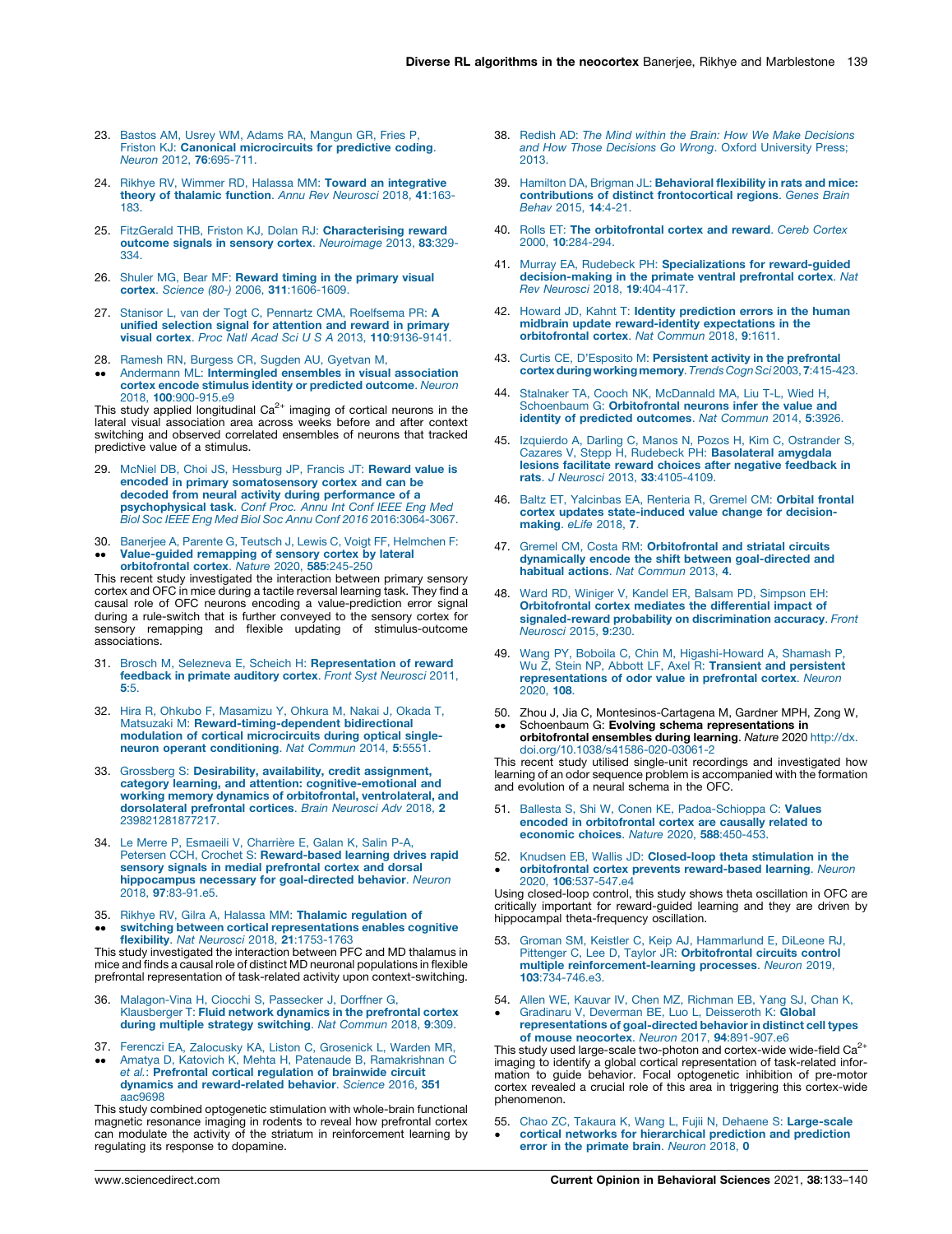23. Bastos AM, Usrey WM, Adams RA, Mangun GR, Fries P, Friston KJ: **Canonical microcircuits for predictive coding**. *Neuron* 2012, **76**:695-711.

24. Rikhye RV, Wimmer RD, Halassa MM: **Toward an integrative theory of thalamic function**. *Annu Rev Neurosci* 2018, **41**:163-183.

25. FitzGerald THB, Friston KJ, Dolan RJ: **Characterising reward outcome signals in sensory cortex**. *Neuroimage* 2013, **83**:329-334.

26. Shuler MG, Bear MF: **Reward timing in the primary visual cortex**. *Science (80-)* 2006, **311**:1606-1609.

27. Stanisor L, van der Togt C, Pennartz CMA, Roelfsema PR: **A unified selection signal for attention and reward in primary visual cortex**. *Proc Natl Acad Sci U S A* 2013, **110**:9136-9141.

28. •• Ramesh RN, Burgess CR, Sugden AU, Gyetvan M, Andermann ML: **Intermingled ensembles in visual association cortex encode stimulus identity or predicted outcome**. *Neuron* 2018, **100**:900-915.e9

This study applied longitudinal $Ca^{2+}$ imaging of cortical neurons in the lateral visual association area across weeks before and after context switching and observed correlated ensembles of neurons that tracked predictive value of a stimulus.

29. McNiel DB, Choi JS, Hessburg JP, Francis JT: **Reward value is encoded in primary somatosensory cortex and can be decoded from neural activity during performance of a psychophysical task**. *Conf Proc. Annu Int Conf IEEE Eng Med Biol Soc IEEE Eng Med Biol Soc Annu Conf 2016* 2016:3064-3067.

30. •• Banerjee A, Parente G, Teutsch J, Lewis C, Voigt FF, Helmchen F: **Value-guided remapping of sensory cortex by lateral orbitofrontal cortex**. *Nature* 2020, **585**:245-250

This recent study investigated the interaction between primary sensory cortex and OFC in mice during a tactile reversal learning task. They find a causal role of OFC neurons encoding a value-prediction error signal during a rule-switch that is further conveyed to the sensory cortex for sensory remapping and flexible updating of stimulus-outcome associations.

31. Brosch M, Selezneva E, Scheich H: **Representation of reward feedback in primate auditory cortex**. *Front Syst Neurosci* 2011, **5**:5.

32. Hira R, Ohkubo F, Masamizu Y, Ohkura M, Nakai J, Okada T, Matsuzaki M: **Reward-timing-dependent bidirectional modulation of cortical microcircuits during optical single-neuron operant conditioning**. *Nat Commun* 2014, **5**:5551.

33. Grossberg S: **Desirability, availability, credit assignment, category learning, and attention: cognitive-emotional and working memory dynamics of orbitofrontal, ventrolateral, and dorsolateral prefrontal cortices**. *Brain Neurosci Adv* 2018, **2** 239821281877217.

34. Le Merre P, Esmaeili V, Charrière E, Galan K, Salin P-A, Petersen CCH, Crochet S: **Reward-based learning drives rapid sensory signals in medial prefrontal cortex and dorsal hippocampus necessary for goal-directed behavior**. *Neuron* 2018, **97**:83-91.e5.

35. •• Rikhye RV, Gilra A, Halassa MM: **Thalamic regulation of switching between cortical representations enables cognitive flexibility**. *Nat Neurosci* 2018, **21**:1753-1763

This study investigated the interaction between PFC and MD thalamus in mice and finds a causal role of distinct MD neuronal populations in flexible prefrontal representation of task-related activity upon context-switching.

36. Malagon-Vina H, Ciocchi S, Passecker J, Dorffner G, Klausberger T: **Fluid network dynamics in the prefrontal cortex during multiple strategy switching**. *Nat Commun* 2018, **9**:309.

37. •• Ferenczi EA, Zalocusky KA, Liston C, Grosenick L, Warden MR, Amatya D, Katovich K, Mehta H, Patenaude B, Ramakrishnan C *et al.*: **Prefrontal cortical regulation of brainwide circuit dynamics and reward-related behavior**. *Science* 2016, **351** aac9698

This study combined optogenetic stimulation with whole-brain functional magnetic resonance imaging in rodents to reveal how prefrontal cortex can modulate the activity of the striatum in reinforcement learning by regulating its response to dopamine.

38. Redish AD: *The Mind within the Brain: How We Make Decisions and How Those Decisions Go Wrong*. Oxford University Press; 2013.

39. Hamilton DA, Brigman JL: **Behavioral flexibility in rats and mice: contributions of distinct frontocortical regions**. *Genes Brain Behav* 2015, **14**:4-21.

40. Rolls ET: **The orbitofrontal cortex and reward**. *Cereb Cortex* 2000, **10**:284-294.

41. Murray EA, Rudebeck PH: **Specializations for reward-guided decision-making in the primate ventral prefrontal cortex**. *Nat Rev Neurosci* 2018, **19**:404-417.

42. Howard JD, Kahnt T: **Identity prediction errors in the human midbrain update reward-identity expectations in the orbitofrontal cortex**. *Nat Commun* 2018, **9**:1611.

43. Curtis CE, D'Esposito M: **Persistent activity in the prefrontal cortex during working memory**. *Trends Cogn Sci* 2003, **7**:415-423.

44. Stalnaker TA, Cooch NK, McDannald MA, Liu T-L, Wied H, Schoenbaum G: **Orbitofrontal neurons infer the value and identity of predicted outcomes**. *Nat Commun* 2014, **5**:3926.

45. Izquierdo A, Darling C, Manos N, Pozos H, Kim C, Ostrander S, Cazares V, Stepp H, Rudebeck PH: **Basolateral amygdala lesions facilitate reward choices after negative feedback in rats**. *J Neurosci* 2013, **33**:4105-4109.

46. Baltz ET, Yalcinbas EA, Renteria R, Gremel CM: **Orbital frontal cortex updates state-induced value change for decision-making**. *eLife* 2018, **7**.

47. Gremel CM, Costa RM: **Orbitofrontal and striatal circuits dynamically encode the shift between goal-directed and habitual actions**. *Nat Commun* 2013, **4**.

48. Ward RD, Winiger V, Kandel ER, Balsam PD, Simpson EH: **Orbitofrontal cortex mediates the differential impact of signaled-reward probability on discrimination accuracy**. *Front Neurosci* 2015, **9**:230.

49. Wang PY, Boboila C, Chin M, Higashi-Howard A, Shamash P, Wu Z, Stein NP, Abbott LF, Axel R: **Transient and persistent representations of odor value in prefrontal cortex**. *Neuron* 2020, **108**.

50. •• Zhou J, Jia C, Montesinos-Cartagena M, Gardner MPH, Zong W, Schoenbaum G: **Evolving schema representations in orbitofrontal ensembles during learning**. *Nature* 2020 http://dx.doi.org/10.1038/s41586-020-03061-2

This recent study utilised single-unit recordings and investigated how learning of an odor sequence problem is accompanied with the formation and evolution of a neural schema in the OFC.

51. Ballesta S, Shi W, Conen KE, Padoa-Schioppa C: **Values encoded in orbitofrontal cortex are causally related to economic choices**. *Nature* 2020, **588**:450-453.

52. • Knudsen EB, Wallis JD: **Closed-loop theta stimulation in the orbitofrontal cortex prevents reward-based learning**. *Neuron* 2020, **106**:537-547.e4

Using closed-loop control, this study shows theta oscillation in OFC are critically important for reward-guided learning and they are driven by hippocampal theta-frequency oscillation.

53. Groman SM, Keistler C, Keip AJ, Hammarlund E, DiLeone RJ, Pittenger C, Lee D, Taylor JR: **Orbitofrontal circuits control multiple reinforcement-learning processes**. *Neuron* 2019, **103**:734-746.e3.

54. • Allen WE, Kauvar IV, Chen MZ, Richman EB, Yang SJ, Chan K, Gradinaru V, Deverman BE, Luo L, Deisseroth K: **Global representations of goal-directed behavior in distinct cell types of mouse neocortex**. *Neuron* 2017, **94**:891-907.e6

This study used large-scale two-photon and cortex-wide wide-field $Ca^{2+}$ imaging to identify a global cortical representation of task-related information to guide behavior. Focal optogenetic inhibition of pre-motor cortex revealed a crucial role of this area in triggering this cortex-wide phenomenon.

55. • Chao ZC, Takaura K, Wang L, Fujii N, Dehaene S: **Large-scale cortical networks for hierarchical prediction and prediction error in the primate brain**. *Neuron* 2018, **0**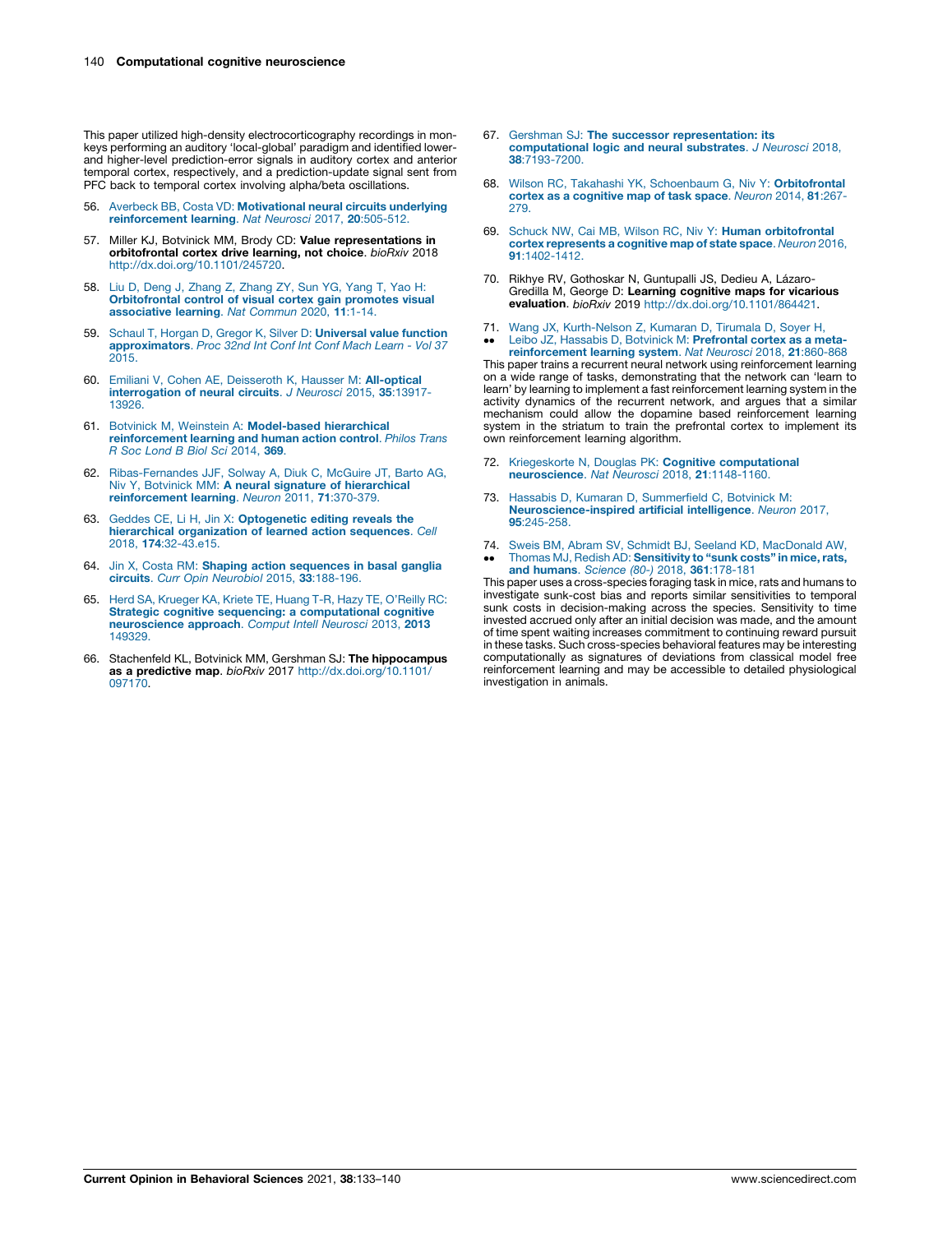This paper utilized high-density electrocorticography recordings in monkeys performing an auditory 'local-global' paradigm and identified lower- and higher-level prediction-error signals in auditory cortex and anterior temporal cortex, respectively, and a prediction-update signal sent from PFC back to temporal cortex involving alpha/beta oscillations.

56. Averbeck BB, Costa VD: **Motivational neural circuits underlying reinforcement learning**. *Nat Neurosci* 2017, **20**:505-512.

57. Miller KJ, Botvinick MM, Brody CD: **Value representations in orbitofrontal cortex drive learning, not choice**. *bioRxiv* 2018 http://dx.doi.org/10.1101/245720.

58. Liu D, Deng J, Zhang Z, Zhang ZY, Sun YG, Yang T, Yao H: **Orbitofrontal control of visual cortex gain promotes visual associative learning**. *Nat Commun* 2020, **11**:1-14.

59. Schaul T, Horgan D, Gregor K, Silver D: **Universal value function approximators**. *Proc 32nd Int Conf Int Conf Mach Learn - Vol 37* 2015.

60. Emiliani V, Cohen AE, Deisseroth K, Hausser M: **All-optical interrogation of neural circuits**. *J Neurosci* 2015, **35**:13917-13926.

61. Botvinick M, Weinstein A: **Model-based hierarchical reinforcement learning and human action control**. *Philos Trans R Soc Lond B Biol Sci* 2014, **369**.

62. Ribas-Fernandes JJF, Solway A, Diuk C, McGuire JT, Barto AG, Niv Y, Botvinick MM: **A neural signature of hierarchical reinforcement learning**. *Neuron* 2011, **71**:370-379.

63. Geddes CE, Li H, Jin X: **Optogenetic editing reveals the hierarchical organization of learned action sequences**. *Cell* 2018, **174**:32-43.e15.

64. Jin X, Costa RM: **Shaping action sequences in basal ganglia circuits**. *Curr Opin Neurobiol* 2015, **33**:188-196.

65. Herd SA, Krueger KA, Kriete TE, Huang T-R, Hazy TE, O'Reilly RC: **Strategic cognitive sequencing: a computational cognitive neuroscience approach**. *Comput Intell Neurosci* 2013, **2013** 149329.

66. Stachenfeld KL, Botvinick MM, Gershman SJ: **The hippocampus as a predictive map**. *bioRxiv* 2017 http://dx.doi.org/10.1101/097170.

67. Gershman SJ: **The successor representation: its computational logic and neural substrates**. *J Neurosci* 2018, **38**:7193-7200.

68. Wilson RC, Takahashi YK, Schoenbaum G, Niv Y: **Orbitofrontal cortex as a cognitive map of task space**. *Neuron* 2014, **81**:267-279.

69. Schuck NW, Cai MB, Wilson RC, Niv Y: **Human orbitofrontal cortex represents a cognitive map of state space**. *Neuron* 2016, **91**:1402-1412.

70. Rikhye RV, Gothoskar N, Guntupalli JS, Dedieu A, Lázaro-Gredilla M, George D: **Learning cognitive maps for vicarious evaluation**. *bioRxiv* 2019 http://dx.doi.org/10.1101/864421.

71. •• Wang JX, Kurth-Nelson Z, Kumaran D, Tirumala D, Soyer H, Leibo JZ, Hassabis D, Botvinick M: **Prefrontal cortex as a meta-reinforcement learning system**. *Nat Neurosci* 2018, **21**:860-868

This paper trains a recurrent neural network using reinforcement learning on a wide range of tasks, demonstrating that the network can 'learn to learn' by learning to implement a fast reinforcement learning system in the activity dynamics of the recurrent network, and argues that a similar mechanism could allow the dopamine based reinforcement learning system in the striatum to train the prefrontal cortex to implement its own reinforcement learning algorithm.

72. Kriegeskorte N, Douglas PK: **Cognitive computational neuroscience**. *Nat Neurosci* 2018, **21**:1148-1160.

73. Hassabis D, Kumaran D, Summerfield C, Botvinick M: **Neuroscience-inspired artificial intelligence**. *Neuron* 2017, **95**:245-258.

74. •• Sweis BM, Abram SV, Schmidt BJ, Seeland KD, MacDonald AW, Thomas MJ, Redish AD: **Sensitivity to "sunk costs" in mice, rats, and humans**. *Science (80-)* 2018, **361**:178-181

This paper uses a cross-species foraging task in mice, rats and humans to investigate sunk-cost bias and reports similar sensitivities to temporal sunk costs in decision-making across the species. Sensitivity to time invested accrued only after an initial decision was made, and the amount of time spent waiting increases commitment to continuing reward pursuit in these tasks. Such cross-species behavioral features may be interesting computationally as signatures of deviations from classical model free reinforcement learning and may be accessible to detailed physiological investigation in animals.